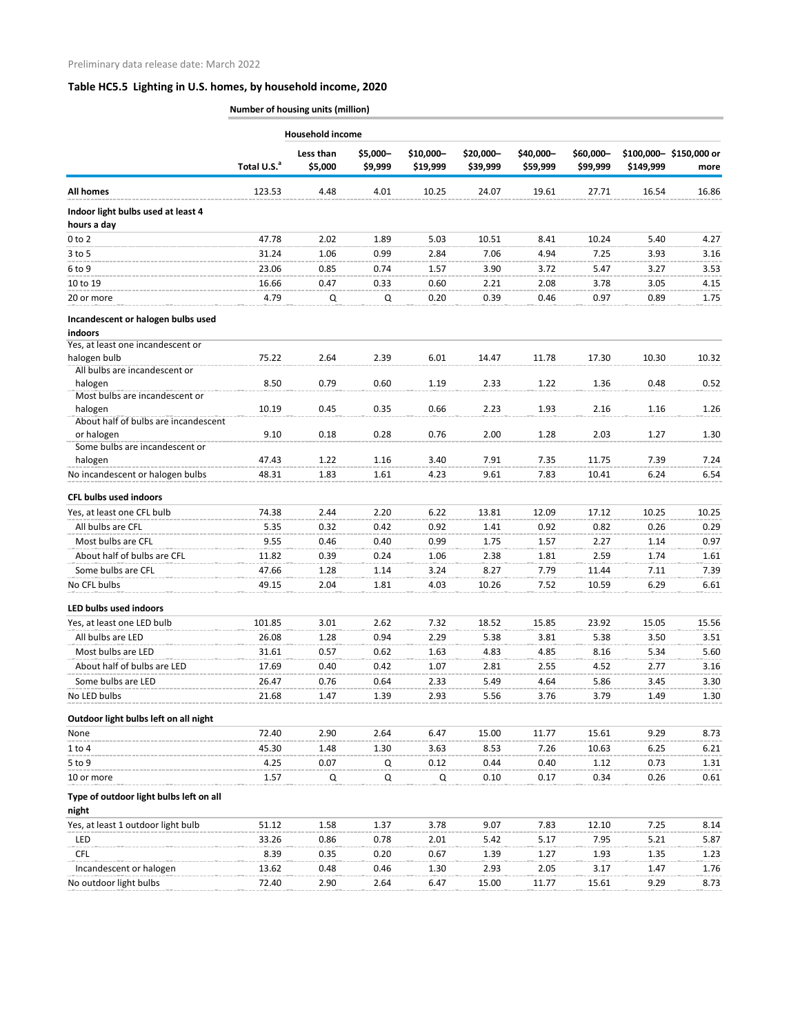Preliminary data release date: March 2022

## Table HC5.5 Lighting in U.S. homes, by household income, 2020

| | Number of housing units (million) | | | | | | | | |
|---|---|---|---|---|---|---|---|---|---|
| | | Household income | | | | | | | |
| | Total U.S.[a] | Less than $5,000 | $5,000–$9,999 | $10,000–$19,999 | $20,000–$39,999 | $40,000–$59,999 | $60,000–$99,999 | $100,000–$149,999 | $150,000 or more |
| **All homes** | 123.53 | 4.48 | 4.01 | 10.25 | 24.07 | 19.61 | 27.71 | 16.54 | 16.86 |
| **Indoor light bulbs used at least 4 hours a day** | | | | | | | | | |
| 0 to 2 | 47.78 | 2.02 | 1.89 | 5.03 | 10.51 | 8.41 | 10.24 | 5.40 | 4.27 |
| 3 to 5 | 31.24 | 1.06 | 0.99 | 2.84 | 7.06 | 4.94 | 7.25 | 3.93 | 3.16 |
| 6 to 9 | 23.06 | 0.85 | 0.74 | 1.57 | 3.90 | 3.72 | 5.47 | 3.27 | 3.53 |
| 10 to 19 | 16.66 | 0.47 | 0.33 | 0.60 | 2.21 | 2.08 | 3.78 | 3.05 | 4.15 |
| 20 or more | 4.79 | Q | Q | 0.20 | 0.39 | 0.46 | 0.97 | 0.89 | 1.75 |
| **Incandescent or halogen bulbs used indoors** | | | | | | | | | |
| Yes, at least one incandescent or halogen bulb | 75.22 | 2.64 | 2.39 | 6.01 | 14.47 | 11.78 | 17.30 | 10.30 | 10.32 |
| All bulbs are incandescent or halogen | 8.50 | 0.79 | 0.60 | 1.19 | 2.33 | 1.22 | 1.36 | 0.48 | 0.52 |
| Most bulbs are incandescent or halogen | 10.19 | 0.45 | 0.35 | 0.66 | 2.23 | 1.93 | 2.16 | 1.16 | 1.26 |
| About half of bulbs are incandescent or halogen | 9.10 | 0.18 | 0.28 | 0.76 | 2.00 | 1.28 | 2.03 | 1.27 | 1.30 |
| Some bulbs are incandescent or halogen | 47.43 | 1.22 | 1.16 | 3.40 | 7.91 | 7.35 | 11.75 | 7.39 | 7.24 |
| No incandescent or halogen bulbs | 48.31 | 1.83 | 1.61 | 4.23 | 9.61 | 7.83 | 10.41 | 6.24 | 6.54 |
| **CFL bulbs used indoors** | | | | | | | | | |
| Yes, at least one CFL bulb | 74.38 | 2.44 | 2.20 | 6.22 | 13.81 | 12.09 | 17.12 | 10.25 | 10.25 |
| All bulbs are CFL | 5.35 | 0.32 | 0.42 | 0.92 | 1.41 | 0.92 | 0.82 | 0.26 | 0.29 |
| Most bulbs are CFL | 9.55 | 0.46 | 0.40 | 0.99 | 1.75 | 1.57 | 2.27 | 1.14 | 0.97 |
| About half of bulbs are CFL | 11.82 | 0.39 | 0.24 | 1.06 | 2.38 | 1.81 | 2.59 | 1.74 | 1.61 |
| Some bulbs are CFL | 47.66 | 1.28 | 1.14 | 3.24 | 8.27 | 7.79 | 11.44 | 7.11 | 7.39 |
| No CFL bulbs | 49.15 | 2.04 | 1.81 | 4.03 | 10.26 | 7.52 | 10.59 | 6.29 | 6.61 |
| **LED bulbs used indoors** | | | | | | | | | |
| Yes, at least one LED bulb | 101.85 | 3.01 | 2.62 | 7.32 | 18.52 | 15.85 | 23.92 | 15.05 | 15.56 |
| All bulbs are LED | 26.08 | 1.28 | 0.94 | 2.29 | 5.38 | 3.81 | 5.38 | 3.50 | 3.51 |
| Most bulbs are LED | 31.61 | 0.57 | 0.62 | 1.63 | 4.83 | 4.85 | 8.16 | 5.34 | 5.60 |
| About half of bulbs are LED | 17.69 | 0.40 | 0.42 | 1.07 | 2.81 | 2.55 | 4.52 | 2.77 | 3.16 |
| Some bulbs are LED | 26.47 | 0.76 | 0.64 | 2.33 | 5.49 | 4.64 | 5.86 | 3.45 | 3.30 |
| No LED bulbs | 21.68 | 1.47 | 1.39 | 2.93 | 5.56 | 3.76 | 3.79 | 1.49 | 1.30 |
| **Outdoor light bulbs left on all night** | | | | | | | | | |
| None | 72.40 | 2.90 | 2.64 | 6.47 | 15.00 | 11.77 | 15.61 | 9.29 | 8.73 |
| 1 to 4 | 45.30 | 1.48 | 1.30 | 3.63 | 8.53 | 7.26 | 10.63 | 6.25 | 6.21 |
| 5 to 9 | 4.25 | 0.07 | Q | 0.12 | 0.44 | 0.40 | 1.12 | 0.73 | 1.31 |
| 10 or more | 1.57 | Q | Q | Q | 0.10 | 0.17 | 0.34 | 0.26 | 0.61 |
| **Type of outdoor light bulbs left on all night** | | | | | | | | | |
| Yes, at least 1 outdoor light bulb | 51.12 | 1.58 | 1.37 | 3.78 | 9.07 | 7.83 | 12.10 | 7.25 | 8.14 |
| LED | 33.26 | 0.86 | 0.78 | 2.01 | 5.42 | 5.17 | 7.95 | 5.21 | 5.87 |
| CFL | 8.39 | 0.35 | 0.20 | 0.67 | 1.39 | 1.27 | 1.93 | 1.35 | 1.23 |
| Incandescent or halogen | 13.62 | 0.48 | 0.46 | 1.30 | 2.93 | 2.05 | 3.17 | 1.47 | 1.76 |
| No outdoor light bulbs | 72.40 | 2.90 | 2.64 | 6.47 | 15.00 | 11.77 | 15.61 | 9.29 | 8.73 |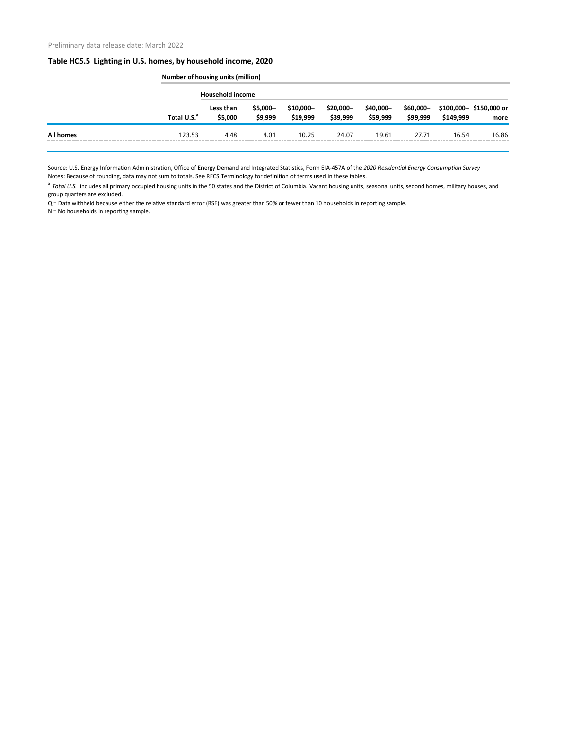Preliminary data release date: March 2022

### Table HC5.5 Lighting in U.S. homes, by household income, 2020

| | Number of housing units (million) | | | | | | | | |
|---|---|---|---|---|---|---|---|---|---|
| | | Household income | | | | | | | |
| | Total U.S.[a] | Less than $5,000 | $5,000–$9,999 | $10,000–$19,999 | $20,000–$39,999 | $40,000–$59,999 | $60,000–$99,999 | $100,000–$149,999 | $150,000 or more |
| **All homes** | 123.53 | 4.48 | 4.01 | 10.25 | 24.07 | 19.61 | 27.71 | 16.54 | 16.86 |

Source: U.S. Energy Information Administration, Office of Energy Demand and Integrated Statistics, Form EIA-457A of the *2020 Residential Energy Consumption Survey*

Notes: Because of rounding, data may not sum to totals. See RECS Terminology for definition of terms used in these tables.

[a] *Total U.S.* includes all primary occupied housing units in the 50 states and the District of Columbia. Vacant housing units, seasonal units, second homes, military houses, and group quarters are excluded.

Q = Data withheld because either the relative standard error (RSE) was greater than 50% or fewer than 10 households in reporting sample.

N = No households in reporting sample.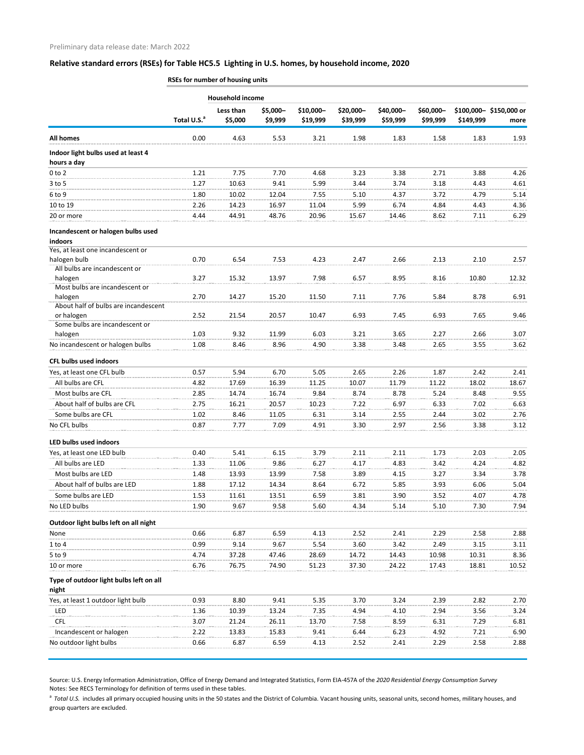Preliminary data release date: March 2022

## Relative standard errors (RSEs) for Table HC5.5 Lighting in U.S. homes, by household income, 2020

**RSEs for number of housing units**

| | | Household income | | | | | | | |
|---|---|---|---|---|---|---|---|---|---|
| | Total U.S.[a] | Less than $5,000 | $5,000–$9,999 | $10,000–$19,999 | $20,000–$39,999 | $40,000–$59,999 | $60,000–$99,999 | $100,000–$149,999 | $150,000 or more |
| **All homes** | 0.00 | 4.63 | 5.53 | 3.21 | 1.98 | 1.83 | 1.58 | 1.83 | 1.93 |
| **Indoor light bulbs used at least 4 hours a day** | | | | | | | | | |
| 0 to 2 | 1.21 | 7.75 | 7.70 | 4.68 | 3.23 | 3.38 | 2.71 | 3.88 | 4.26 |
| 3 to 5 | 1.27 | 10.63 | 9.41 | 5.99 | 3.44 | 3.74 | 3.18 | 4.43 | 4.61 |
| 6 to 9 | 1.80 | 10.02 | 12.04 | 7.55 | 5.10 | 4.37 | 3.72 | 4.79 | 5.14 |
| 10 to 19 | 2.26 | 14.23 | 16.97 | 11.04 | 5.99 | 6.74 | 4.84 | 4.43 | 4.36 |
| 20 or more | 4.44 | 44.91 | 48.76 | 20.96 | 15.67 | 14.46 | 8.62 | 7.11 | 6.29 |
| **Incandescent or halogen bulbs used indoors** | | | | | | | | | |
| Yes, at least one incandescent or halogen bulb | 0.70 | 6.54 | 7.53 | 4.23 | 2.47 | 2.66 | 2.13 | 2.10 | 2.57 |
| All bulbs are incandescent or halogen | 3.27 | 15.32 | 13.97 | 7.98 | 6.57 | 8.95 | 8.16 | 10.80 | 12.32 |
| Most bulbs are incandescent or halogen | 2.70 | 14.27 | 15.20 | 11.50 | 7.11 | 7.76 | 5.84 | 8.78 | 6.91 |
| About half of bulbs are incandescent or halogen | 2.52 | 21.54 | 20.57 | 10.47 | 6.93 | 7.45 | 6.93 | 7.65 | 9.46 |
| Some bulbs are incandescent or halogen | 1.03 | 9.32 | 11.99 | 6.03 | 3.21 | 3.65 | 2.27 | 2.66 | 3.07 |
| No incandescent or halogen bulbs | 1.08 | 8.46 | 8.96 | 4.90 | 3.38 | 3.48 | 2.65 | 3.55 | 3.62 |
| **CFL bulbs used indoors** | | | | | | | | | |
| Yes, at least one CFL bulb | 0.57 | 5.94 | 6.70 | 5.05 | 2.65 | 2.26 | 1.87 | 2.42 | 2.41 |
| All bulbs are CFL | 4.82 | 17.69 | 16.39 | 11.25 | 10.07 | 11.79 | 11.22 | 18.02 | 18.67 |
| Most bulbs are CFL | 2.85 | 14.74 | 16.74 | 9.84 | 8.74 | 8.78 | 5.24 | 8.48 | 9.55 |
| About half of bulbs are CFL | 2.75 | 16.21 | 20.57 | 10.23 | 7.22 | 6.97 | 6.33 | 7.02 | 6.63 |
| Some bulbs are CFL | 1.02 | 8.46 | 11.05 | 6.31 | 3.14 | 2.55 | 2.44 | 3.02 | 2.76 |
| No CFL bulbs | 0.87 | 7.77 | 7.09 | 4.91 | 3.30 | 2.97 | 2.56 | 3.38 | 3.12 |
| **LED bulbs used indoors** | | | | | | | | | |
| Yes, at least one LED bulb | 0.40 | 5.41 | 6.15 | 3.79 | 2.11 | 2.11 | 1.73 | 2.03 | 2.05 |
| All bulbs are LED | 1.33 | 11.06 | 9.86 | 6.27 | 4.17 | 4.83 | 3.42 | 4.24 | 4.82 |
| Most bulbs are LED | 1.48 | 13.93 | 13.99 | 7.58 | 3.89 | 4.15 | 3.27 | 3.34 | 3.78 |
| About half of bulbs are LED | 1.88 | 17.12 | 14.34 | 8.64 | 6.72 | 5.85 | 3.93 | 6.06 | 5.04 |
| Some bulbs are LED | 1.53 | 11.61 | 13.51 | 6.59 | 3.81 | 3.90 | 3.52 | 4.07 | 4.78 |
| No LED bulbs | 1.90 | 9.67 | 9.58 | 5.60 | 4.34 | 5.14 | 5.10 | 7.30 | 7.94 |
| **Outdoor light bulbs left on all night** | | | | | | | | | |
| None | 0.66 | 6.87 | 6.59 | 4.13 | 2.52 | 2.41 | 2.29 | 2.58 | 2.88 |
| 1 to 4 | 0.99 | 9.14 | 9.67 | 5.54 | 3.60 | 3.42 | 2.49 | 3.15 | 3.11 |
| 5 to 9 | 4.74 | 37.28 | 47.46 | 28.69 | 14.72 | 14.43 | 10.98 | 10.31 | 8.36 |
| 10 or more | 6.76 | 76.75 | 74.90 | 51.23 | 37.30 | 24.22 | 17.43 | 18.81 | 10.52 |
| **Type of outdoor light bulbs left on all night** | | | | | | | | | |
| Yes, at least 1 outdoor light bulb | 0.93 | 8.80 | 9.41 | 5.35 | 3.70 | 3.24 | 2.39 | 2.82 | 2.70 |
| LED | 1.36 | 10.39 | 13.24 | 7.35 | 4.94 | 4.10 | 2.94 | 3.56 | 3.24 |
| CFL | 3.07 | 21.24 | 26.11 | 13.70 | 7.58 | 8.59 | 6.31 | 7.29 | 6.81 |
| Incandescent or halogen | 2.22 | 13.83 | 15.83 | 9.41 | 6.44 | 6.23 | 4.92 | 7.21 | 6.90 |
| No outdoor light bulbs | 0.66 | 6.87 | 6.59 | 4.13 | 2.52 | 2.41 | 2.29 | 2.58 | 2.88 |

Source: U.S. Energy Information Administration, Office of Energy Demand and Integrated Statistics, Form EIA-457A of the *2020 Residential Energy Consumption Survey*
Notes: See RECS Terminology for definition of terms used in these tables.

[a] *Total U.S.* includes all primary occupied housing units in the 50 states and the District of Columbia. Vacant housing units, seasonal units, second homes, military houses, and group quarters are excluded.